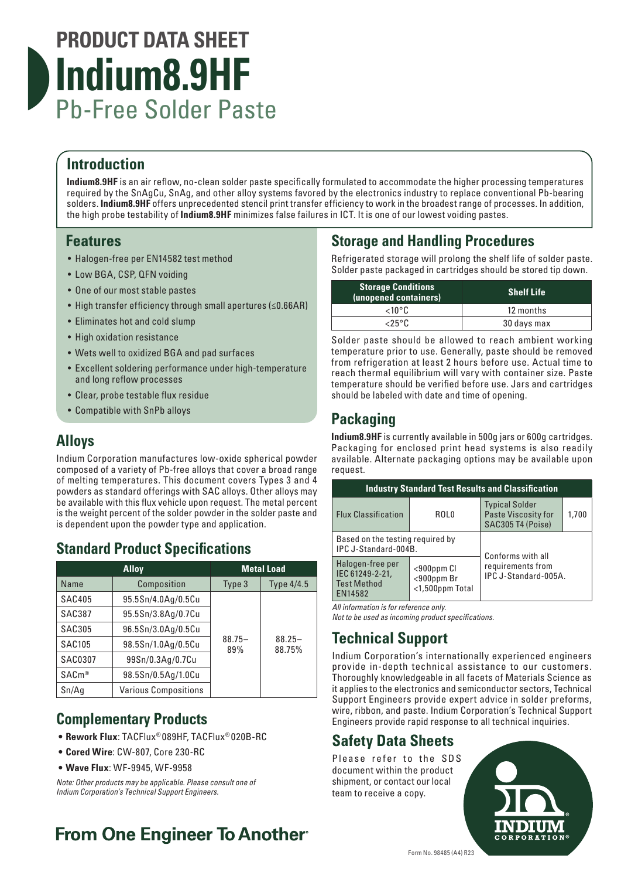# PRODUCT DATA SHEET

# Indium8.9HF

## Pb-Free Solder Paste

## Introduction

**Indium8.9HF** is an air reflow, no-clean solder paste specifically formulated to accommodate the higher processing temperatures required by the SnAgCu, SnAg, and other alloy systems favored by the electronics industry to replace conventional Pb-bearing solders. **Indium8.9HF** offers unprecedented stencil print transfer efficiency to work in the broadest range of processes. In addition, the high probe testability of **Indium8.9HF** minimizes false failures in ICT. It is one of our lowest voiding pastes.

## Features

- Halogen-free per EN14582 test method
- Low BGA, CSP, QFN voiding
- One of our most stable pastes
- High transfer efficiency through small apertures (≤0.66AR)
- Eliminates hot and cold slump
- High oxidation resistance
- Wets well to oxidized BGA and pad surfaces
- Excellent soldering performance under high-temperature and long reflow processes
- Clear, probe testable flux residue
- Compatible with SnPb alloys

## Alloys

Indium Corporation manufactures low-oxide spherical powder composed of a variety of Pb-free alloys that cover a broad range of melting temperatures. This document covers Types 3 and 4 powders as standard offerings with SAC alloys. Other alloys may be available with this flux vehicle upon request. The metal percent is the weight percent of the solder powder in the solder paste and is dependent upon the powder type and application.

## Standard Product Specifications

| Alloy | | Metal Load | |
|---|---|---|---|
| Name | Composition | Type 3 | Type 4/4.5 |
| SAC405 | 95.5Sn/4.0Ag/0.5Cu | 88.75–89% | 88.25–88.75% |
| SAC387 | 95.5Sn/3.8Ag/0.7Cu | | |
| SAC305 | 96.5Sn/3.0Ag/0.5Cu | | |
| SAC105 | 98.5Sn/1.0Ag/0.5Cu | | |
| SAC0307 | 99Sn/0.3Ag/0.7Cu | | |
| SACm® | 98.5Sn/0.5Ag/1.0Cu | | |
| Sn/Ag | Various Compositions | | |

## Complementary Products

- **Rework Flux**: TACFlux® 089HF, TACFlux® 020B-RC
- **Cored Wire**: CW-807, Core 230-RC
- **Wave Flux**: WF-9945, WF-9958

*Note: Other products may be applicable. Please consult one of Indium Corporation's Technical Support Engineers.*

## Storage and Handling Procedures

Refrigerated storage will prolong the shelf life of solder paste. Solder paste packaged in cartridges should be stored tip down.

| Storage Conditions (unopened containers) | Shelf Life |
|---|---|
| <10°C | 12 months |
| <25°C | 30 days max |

Solder paste should be allowed to reach ambient working temperature prior to use. Generally, paste should be removed from refrigeration at least 2 hours before use. Actual time to reach thermal equilibrium will vary with container size. Paste temperature should be verified before use. Jars and cartridges should be labeled with date and time of opening.

## Packaging

**Indium8.9HF** is currently available in 500g jars or 600g cartridges. Packaging for enclosed print head systems is also readily available. Alternate packaging options may be available upon request.

| Industry Standard Test Results and Classification | | | |
|---|---|---|---|
| Flux Classification | ROL0 | Typical Solder Paste Viscosity for SAC305 T4 (Poise) | 1,700 |
| Based on the testing required by IPC J-Standard-004B. | | Conforms with all requirements from IPC J-Standard-005A. | |
| Halogen-free per IEC 61249-2-21, Test Method EN14582 | <900ppm Cl<br><900ppm Br<br><1,500ppm Total | | |

*All information is for reference only.*
*Not to be used as incoming product specifications.*

## Technical Support

Indium Corporation's internationally experienced engineers provide in-depth technical assistance to our customers. Thoroughly knowledgeable in all facets of Materials Science as it applies to the electronics and semiconductor sectors, Technical Support Engineers provide expert advice in solder preforms, wire, ribbon, and paste. Indium Corporation's Technical Support Engineers provide rapid response to all technical inquiries.

## Safety Data Sheets

Please refer to the SDS document within the product shipment, or contact our local team to receive a copy.

**From One Engineer To Another®**

Form No. 98485 (A4) R23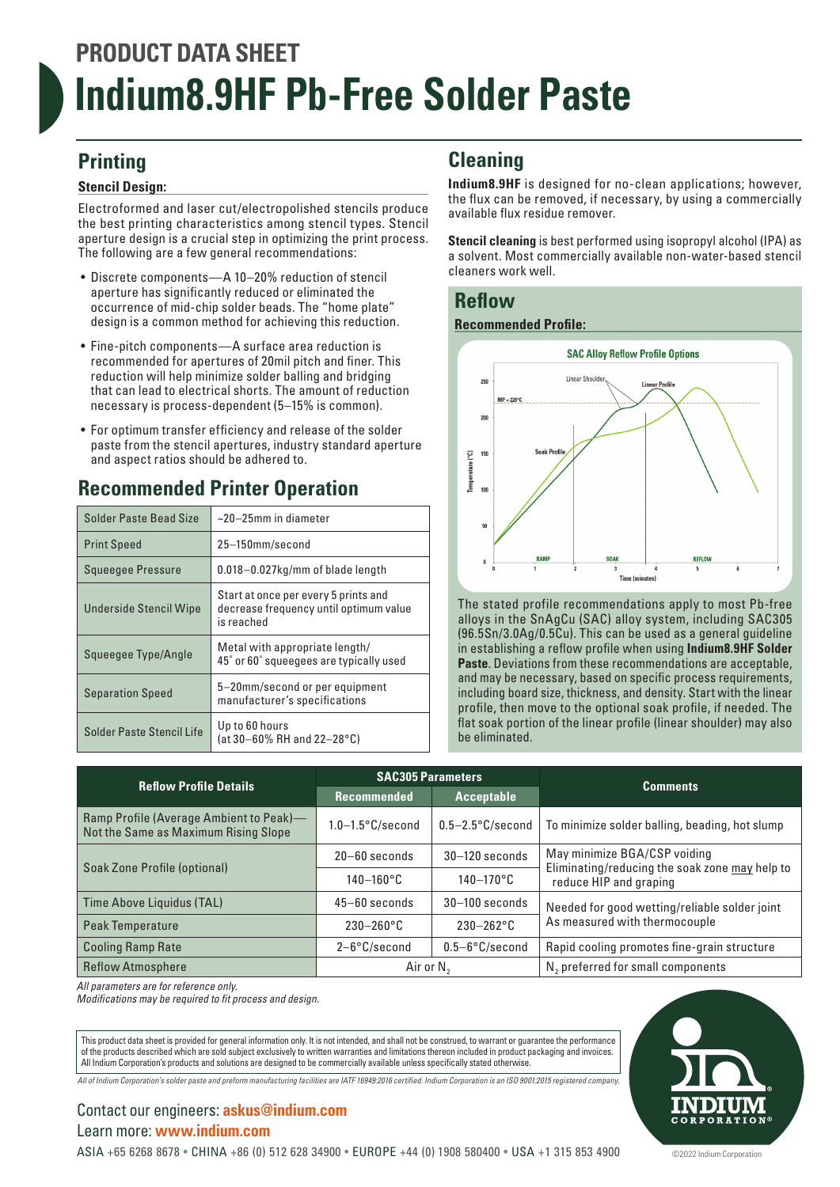# PRODUCT DATA SHEET

# Indium8.9HF Pb-Free Solder Paste

## Printing

### Stencil Design:

Electroformed and laser cut/electropolished stencils produce the best printing characteristics among stencil types. Stencil aperture design is a crucial step in optimizing the print process. The following are a few general recommendations:

- Discrete components—A 10–20% reduction of stencil aperture has significantly reduced or eliminated the occurrence of mid-chip solder beads. The "home plate" design is a common method for achieving this reduction.
- Fine-pitch components—A surface area reduction is recommended for apertures of 20mil pitch and finer. This reduction will help minimize solder balling and bridging that can lead to electrical shorts. The amount of reduction necessary is process-dependent (5–15% is common).
- For optimum transfer efficiency and release of the solder paste from the stencil apertures, industry standard aperture and aspect ratios should be adhered to.

## Recommended Printer Operation

| | |
|---|---|
| Solder Paste Bead Size | ~20–25mm in diameter |
| Print Speed | 25–150mm/second |
| Squeegee Pressure | 0.018–0.027kg/mm of blade length |
| Underside Stencil Wipe | Start at once per every 5 prints and decrease frequency until optimum value is reached |
| Squeegee Type/Angle | Metal with appropriate length/ 45° or 60° squeegees are typically used |
| Separation Speed | 5–20mm/second or per equipment manufacturer's specifications |
| Solder Paste Stencil Life | Up to 60 hours (at 30–60% RH and 22–28°C) |

## Cleaning

**Indium8.9HF** is designed for no-clean applications; however, the flux can be removed, if necessary, by using a commercially available flux residue remover.

**Stencil cleaning** is best performed using isopropyl alcohol (IPA) as a solvent. Most commercially available non-water-based stencil cleaners work well.

## Reflow

### Recommended Profile:

SAC Alloy Reflow Profile Options

Linear Shoulder
Linear Profile
MP = 220°C
Soak Profile
Temperature (°C)
250
200
150
100
50
0
RAMP
SOAK
REFLOW
0 1 2 3 4 5 6 7
Time (minutes)

The stated profile recommendations apply to most Pb-free alloys in the SnAgCu (SAC) alloy system, including SAC305 (96.5Sn/3.0Ag/0.5Cu). This can be used as a general guideline in establishing a reflow profile when using **Indium8.9HF Solder Paste**. Deviations from these recommendations are acceptable, and may be necessary, based on specific process requirements, including board size, thickness, and density. Start with the linear profile, then move to the optional soak profile, if needed. The flat soak portion of the linear profile (linear shoulder) may also be eliminated.

| Reflow Profile Details | SAC305 Parameters | | Comments |
|---|---|---|---|
| | Recommended | Acceptable | |
| Ramp Profile (Average Ambient to Peak)—Not the Same as Maximum Rising Slope | 1.0–1.5°C/second | 0.5–2.5°C/second | To minimize solder balling, beading, hot slump |
| Soak Zone Profile (optional) | 20–60 seconds | 30–120 seconds | May minimize BGA/CSP voiding Eliminating/reducing the soak zone <u>may</u> help to reduce HIP and graping |
| | 140–160°C | 140–170°C | |
| Time Above Liquidus (TAL) | 45–60 seconds | 30–100 seconds | Needed for good wetting/reliable solder joint |
| Peak Temperature | 230–260°C | 230–262°C | As measured with thermocouple |
| Cooling Ramp Rate | 2–6°C/second | 0.5–6°C/second | Rapid cooling promotes fine-grain structure |
| Reflow Atmosphere | Air or $N_2$ | | $N_2$ preferred for small components |

*All parameters are for reference only.*
*Modifications may be required to fit process and design.*

This product data sheet is provided for general information only. It is not intended, and shall not be construed, to warrant or guarantee the performance of the products described which are sold subject exclusively to written warranties and limitations thereon included in product packaging and invoices. All Indium Corporation's products and solutions are designed to be commercially available unless specifically stated otherwise.

*All of Indium Corporation's solder paste and preform manufacturing facilities are IATF 16949:2016 certified. Indium Corporation is an ISO 9001:2015 registered company.*

Contact our engineers: **askus@indium.com**
Learn more: **www.indium.com**

ASIA +65 6268 8678 • CHINA +86 (0) 512 628 34900 • EUROPE +44 (0) 1908 580400 • USA +1 315 853 4900

©2022 Indium Corporation